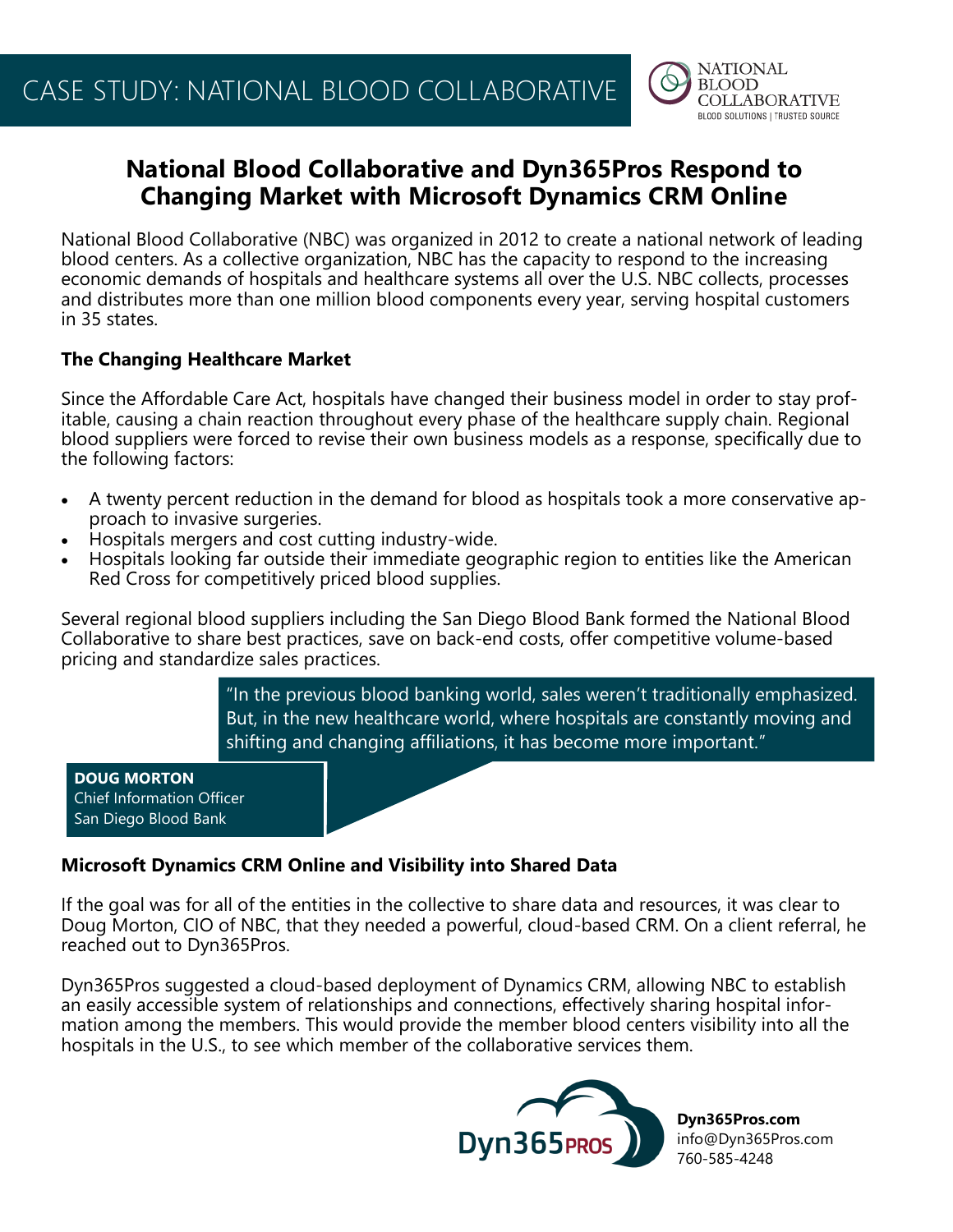# CASE STUDY: NATIONAL BLOOD COLLABORATIVE

NATIONAL BLOOD COLLABORATIVE
BLOOD SOLUTIONS | TRUSTED SOURCE

## National Blood Collaborative and Dyn365Pros Respond to Changing Market with Microsoft Dynamics CRM Online

National Blood Collaborative (NBC) was organized in 2012 to create a national network of leading blood centers. As a collective organization, NBC has the capacity to respond to the increasing economic demands of hospitals and healthcare systems all over the U.S. NBC collects, processes and distributes more than one million blood components every year, serving hospital customers in 35 states.

### The Changing Healthcare Market

Since the Affordable Care Act, hospitals have changed their business model in order to stay profitable, causing a chain reaction throughout every phase of the healthcare supply chain. Regional blood suppliers were forced to revise their own business models as a response, specifically due to the following factors:

- A twenty percent reduction in the demand for blood as hospitals took a more conservative approach to invasive surgeries.
- Hospitals mergers and cost cutting industry-wide.
- Hospitals looking far outside their immediate geographic region to entities like the American Red Cross for competitively priced blood supplies.

Several regional blood suppliers including the San Diego Blood Bank formed the National Blood Collaborative to share best practices, save on back-end costs, offer competitive volume-based pricing and standardize sales practices.

> "In the previous blood banking world, sales weren't traditionally emphasized. But, in the new healthcare world, where hospitals are constantly moving and shifting and changing affiliations, it has become more important."
>
> **DOUG MORTON**
> Chief Information Officer
> San Diego Blood Bank

### Microsoft Dynamics CRM Online and Visibility into Shared Data

If the goal was for all of the entities in the collective to share data and resources, it was clear to Doug Morton, CIO of NBC, that they needed a powerful, cloud-based CRM. On a client referral, he reached out to Dyn365Pros.

Dyn365Pros suggested a cloud-based deployment of Dynamics CRM, allowing NBC to establish an easily accessible system of relationships and connections, effectively sharing hospital information among the members. This would provide the member blood centers visibility into all the hospitals in the U.S., to see which member of the collaborative services them.

Dyn365PROS

**Dyn365Pros.com**
info@Dyn365Pros.com
760-585-4248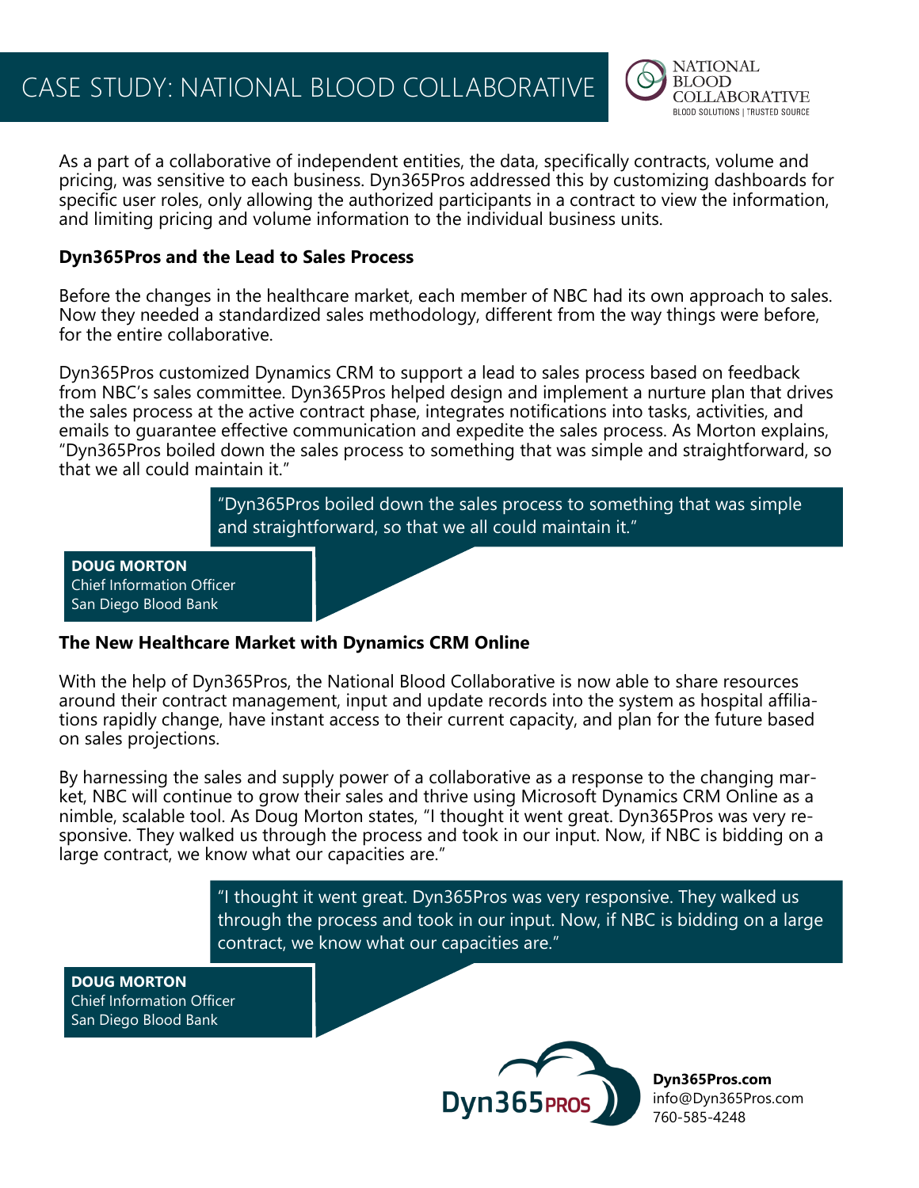# CASE STUDY: NATIONAL BLOOD COLLABORATIVE

NATIONAL BLOOD COLLABORATIVE
BLOOD SOLUTIONS | TRUSTED SOURCE

As a part of a collaborative of independent entities, the data, specifically contracts, volume and pricing, was sensitive to each business. Dyn365Pros addressed this by customizing dashboards for specific user roles, only allowing the authorized participants in a contract to view the information, and limiting pricing and volume information to the individual business units.

**Dyn365Pros and the Lead to Sales Process**

Before the changes in the healthcare market, each member of NBC had its own approach to sales. Now they needed a standardized sales methodology, different from the way things were before, for the entire collaborative.

Dyn365Pros customized Dynamics CRM to support a lead to sales process based on feedback from NBC's sales committee. Dyn365Pros helped design and implement a nurture plan that drives the sales process at the active contract phase, integrates notifications into tasks, activities, and emails to guarantee effective communication and expedite the sales process. As Morton explains, "Dyn365Pros boiled down the sales process to something that was simple and straightforward, so that we all could maintain it."

> "Dyn365Pros boiled down the sales process to something that was simple and straightforward, so that we all could maintain it."

**DOUG MORTON**
Chief Information Officer
San Diego Blood Bank

**The New Healthcare Market with Dynamics CRM Online**

With the help of Dyn365Pros, the National Blood Collaborative is now able to share resources around their contract management, input and update records into the system as hospital affiliations rapidly change, have instant access to their current capacity, and plan for the future based on sales projections.

By harnessing the sales and supply power of a collaborative as a response to the changing market, NBC will continue to grow their sales and thrive using Microsoft Dynamics CRM Online as a nimble, scalable tool. As Doug Morton states, "I thought it went great. Dyn365Pros was very responsive. They walked us through the process and took in our input. Now, if NBC is bidding on a large contract, we know what our capacities are."

> "I thought it went great. Dyn365Pros was very responsive. They walked us through the process and took in our input. Now, if NBC is bidding on a large contract, we know what our capacities are."

**DOUG MORTON**
Chief Information Officer
San Diego Blood Bank

Dyn365PROS

**Dyn365Pros.com**
info@Dyn365Pros.com
760-585-4248